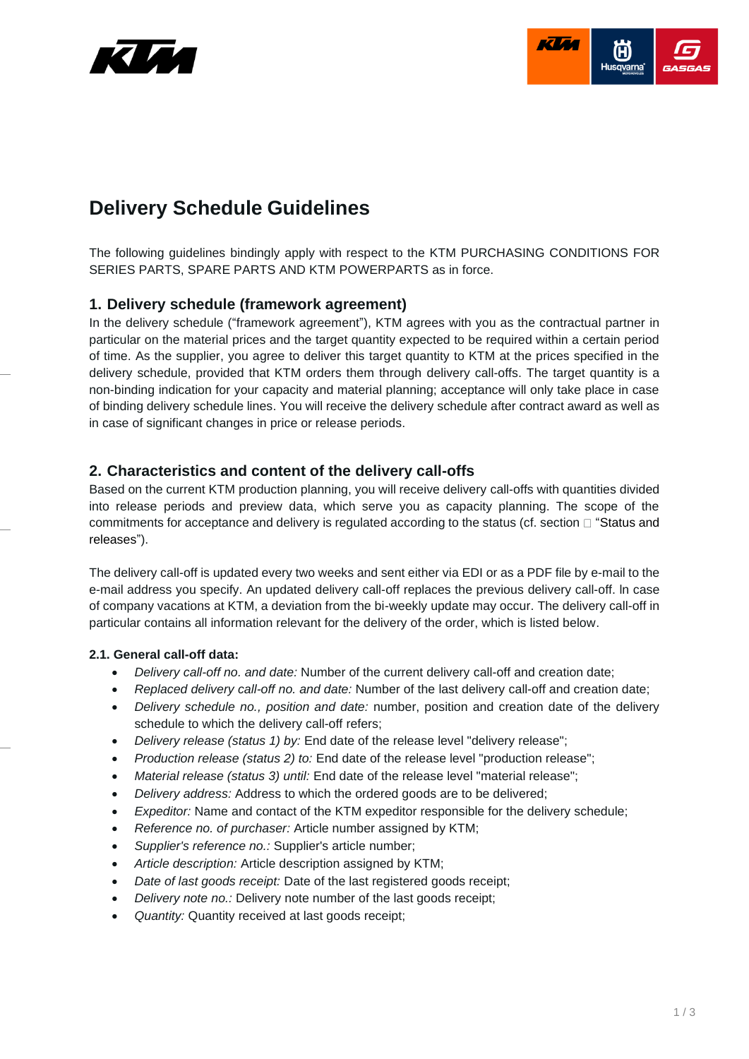# Delivery Schedule Guidelines

The following guidelines bindingly apply with respect to the KTM PURCHASING CONDITIONS FOR SERIES PARTS, SPARE PARTS AND KTM POWERPARTS as in force.

## 1. Delivery schedule (framework agreement)

In the delivery schedule ("framework agreement"), KTM agrees with you as the contractual partner in particular on the material prices and the target quantity expected to be required within a certain period of time. As the supplier, you agree to deliver this target quantity to KTM at the prices specified in the delivery schedule, provided that KTM orders them through delivery call-offs. The target quantity is a non-binding indication for your capacity and material planning; acceptance will only take place in case of binding delivery schedule lines. You will receive the delivery schedule after contract award as well as in case of significant changes in price or release periods.

## 2. Characteristics and content of the delivery call-offs

Based on the current KTM production planning, you will receive delivery call-offs with quantities divided into release periods and preview data, which serve you as capacity planning. The scope of the commitments for acceptance and delivery is regulated according to the status (cf. section □ "Status and releases").

The delivery call-off is updated every two weeks and sent either via EDI or as a PDF file by e-mail to the e-mail address you specify. An updated delivery call-off replaces the previous delivery call-off. In case of company vacations at KTM, a deviation from the bi-weekly update may occur. The delivery call-off in particular contains all information relevant for the delivery of the order, which is listed below.

### 2.1. General call-off data:

- *Delivery call-off no. and date:* Number of the current delivery call-off and creation date;
- *Replaced delivery call-off no. and date:* Number of the last delivery call-off and creation date;
- *Delivery schedule no., position and date:* number, position and creation date of the delivery schedule to which the delivery call-off refers;
- *Delivery release (status 1) by:* End date of the release level "delivery release";
- *Production release (status 2) to:* End date of the release level "production release";
- *Material release (status 3) until:* End date of the release level "material release";
- *Delivery address:* Address to which the ordered goods are to be delivered;
- *Expeditor:* Name and contact of the KTM expeditor responsible for the delivery schedule;
- *Reference no. of purchaser:* Article number assigned by KTM;
- *Supplier's reference no.:* Supplier's article number;
- *Article description:* Article description assigned by KTM;
- *Date of last goods receipt:* Date of the last registered goods receipt;
- *Delivery note no.:* Delivery note number of the last goods receipt;
- *Quantity:* Quantity received at last goods receipt;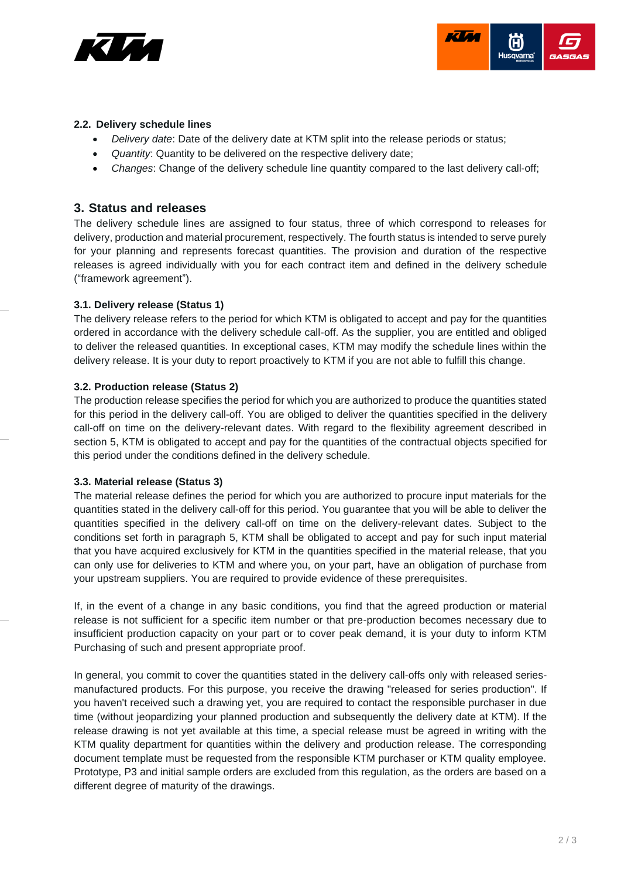### 2.2. Delivery schedule lines

- *Delivery date*: Date of the delivery date at KTM split into the release periods or status;
- *Quantity*: Quantity to be delivered on the respective delivery date;
- *Changes*: Change of the delivery schedule line quantity compared to the last delivery call-off;

## 3. Status and releases

The delivery schedule lines are assigned to four status, three of which correspond to releases for delivery, production and material procurement, respectively. The fourth status is intended to serve purely for your planning and represents forecast quantities. The provision and duration of the respective releases is agreed individually with you for each contract item and defined in the delivery schedule ("framework agreement").

### 3.1. Delivery release (Status 1)

The delivery release refers to the period for which KTM is obligated to accept and pay for the quantities ordered in accordance with the delivery schedule call-off. As the supplier, you are entitled and obliged to deliver the released quantities. In exceptional cases, KTM may modify the schedule lines within the delivery release. It is your duty to report proactively to KTM if you are not able to fulfill this change.

### 3.2. Production release (Status 2)

The production release specifies the period for which you are authorized to produce the quantities stated for this period in the delivery call-off. You are obliged to deliver the quantities specified in the delivery call-off on time on the delivery-relevant dates. With regard to the flexibility agreement described in section 5, KTM is obligated to accept and pay for the quantities of the contractual objects specified for this period under the conditions defined in the delivery schedule.

### 3.3. Material release (Status 3)

The material release defines the period for which you are authorized to procure input materials for the quantities stated in the delivery call-off for this period. You guarantee that you will be able to deliver the quantities specified in the delivery call-off on time on the delivery-relevant dates. Subject to the conditions set forth in paragraph 5, KTM shall be obligated to accept and pay for such input material that you have acquired exclusively for KTM in the quantities specified in the material release, that you can only use for deliveries to KTM and where you, on your part, have an obligation of purchase from your upstream suppliers. You are required to provide evidence of these prerequisites.

If, in the event of a change in any basic conditions, you find that the agreed production or material release is not sufficient for a specific item number or that pre-production becomes necessary due to insufficient production capacity on your part or to cover peak demand, it is your duty to inform KTM Purchasing of such and present appropriate proof.

In general, you commit to cover the quantities stated in the delivery call-offs only with released series-manufactured products. For this purpose, you receive the drawing "released for series production". If you haven't received such a drawing yet, you are required to contact the responsible purchaser in due time (without jeopardizing your planned production and subsequently the delivery date at KTM). If the release drawing is not yet available at this time, a special release must be agreed in writing with the KTM quality department for quantities within the delivery and production release. The corresponding document template must be requested from the responsible KTM purchaser or KTM quality employee. Prototype, P3 and initial sample orders are excluded from this regulation, as the orders are based on a different degree of maturity of the drawings.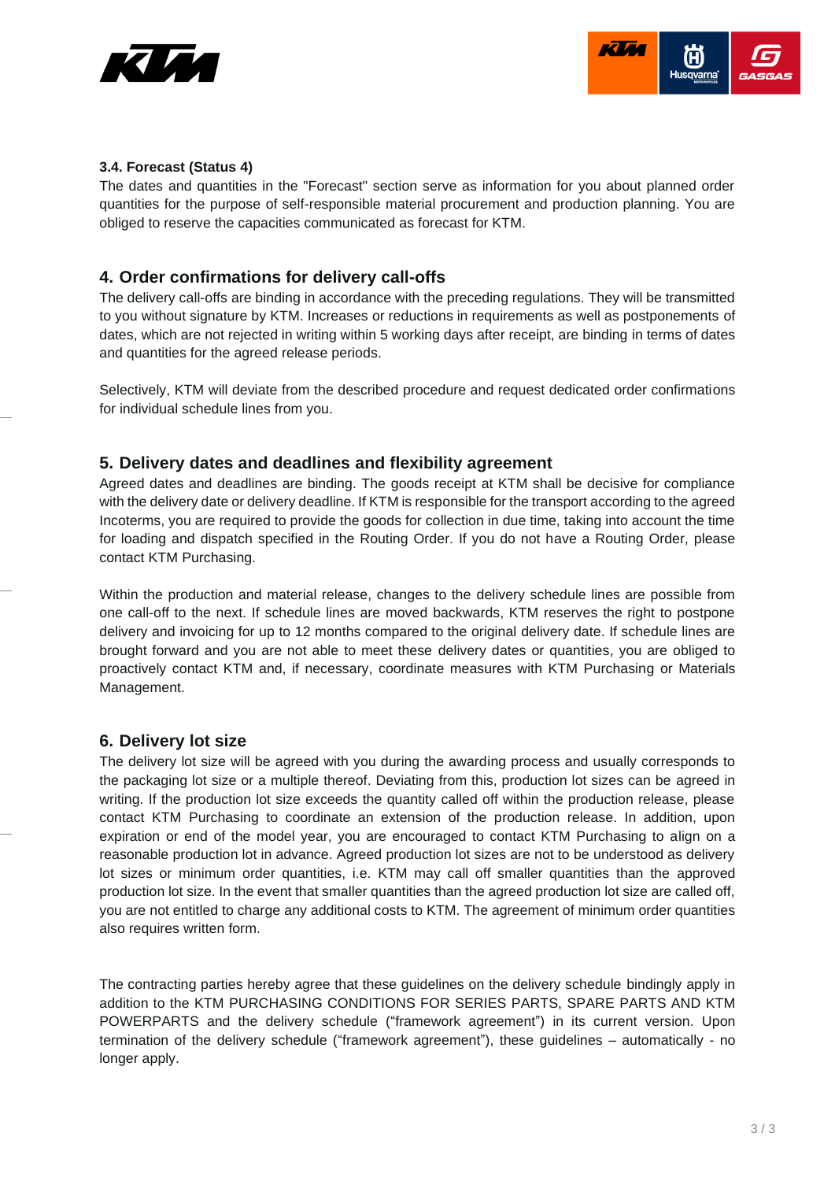### 3.4. Forecast (Status 4)

The dates and quantities in the "Forecast" section serve as information for you about planned order quantities for the purpose of self-responsible material procurement and production planning. You are obliged to reserve the capacities communicated as forecast for KTM.

## 4. Order confirmations for delivery call-offs

The delivery call-offs are binding in accordance with the preceding regulations. They will be transmitted to you without signature by KTM. Increases or reductions in requirements as well as postponements of dates, which are not rejected in writing within 5 working days after receipt, are binding in terms of dates and quantities for the agreed release periods.

Selectively, KTM will deviate from the described procedure and request dedicated order confirmations for individual schedule lines from you.

## 5. Delivery dates and deadlines and flexibility agreement

Agreed dates and deadlines are binding. The goods receipt at KTM shall be decisive for compliance with the delivery date or delivery deadline. If KTM is responsible for the transport according to the agreed Incoterms, you are required to provide the goods for collection in due time, taking into account the time for loading and dispatch specified in the Routing Order. If you do not have a Routing Order, please contact KTM Purchasing.

Within the production and material release, changes to the delivery schedule lines are possible from one call-off to the next. If schedule lines are moved backwards, KTM reserves the right to postpone delivery and invoicing for up to 12 months compared to the original delivery date. If schedule lines are brought forward and you are not able to meet these delivery dates or quantities, you are obliged to proactively contact KTM and, if necessary, coordinate measures with KTM Purchasing or Materials Management.

## 6. Delivery lot size

The delivery lot size will be agreed with you during the awarding process and usually corresponds to the packaging lot size or a multiple thereof. Deviating from this, production lot sizes can be agreed in writing. If the production lot size exceeds the quantity called off within the production release, please contact KTM Purchasing to coordinate an extension of the production release. In addition, upon expiration or end of the model year, you are encouraged to contact KTM Purchasing to align on a reasonable production lot in advance. Agreed production lot sizes are not to be understood as delivery lot sizes or minimum order quantities, i.e. KTM may call off smaller quantities than the approved production lot size. In the event that smaller quantities than the agreed production lot size are called off, you are not entitled to charge any additional costs to KTM. The agreement of minimum order quantities also requires written form.

The contracting parties hereby agree that these guidelines on the delivery schedule bindingly apply in addition to the KTM PURCHASING CONDITIONS FOR SERIES PARTS, SPARE PARTS AND KTM POWERPARTS and the delivery schedule ("framework agreement") in its current version. Upon termination of the delivery schedule ("framework agreement"), these guidelines – automatically - no longer apply.